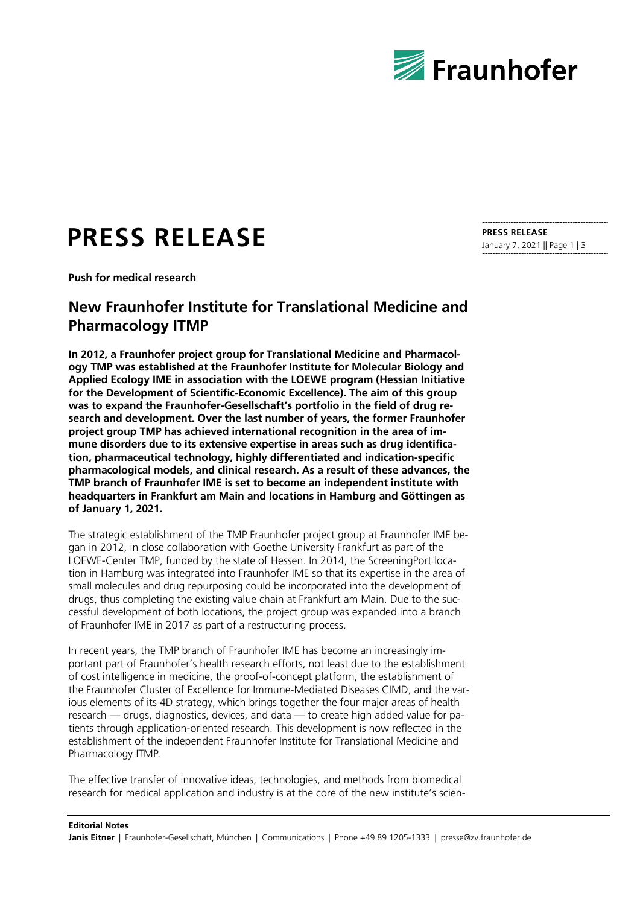# PRESS RELEASE

**Push for medical research**

## New Fraunhofer Institute for Translational Medicine and Pharmacology ITMP

**In 2012, a Fraunhofer project group for Translational Medicine and Pharmacology TMP was established at the Fraunhofer Institute for Molecular Biology and Applied Ecology IME in association with the LOEWE program (Hessian Initiative for the Development of Scientific-Economic Excellence). The aim of this group was to expand the Fraunhofer-Gesellschaft's portfolio in the field of drug research and development. Over the last number of years, the former Fraunhofer project group TMP has achieved international recognition in the area of immune disorders due to its extensive expertise in areas such as drug identification, pharmaceutical technology, highly differentiated and indication-specific pharmacological models, and clinical research. As a result of these advances, the TMP branch of Fraunhofer IME is set to become an independent institute with headquarters in Frankfurt am Main and locations in Hamburg and Göttingen as of January 1, 2021.**

The strategic establishment of the TMP Fraunhofer project group at Fraunhofer IME began in 2012, in close collaboration with Goethe University Frankfurt as part of the LOEWE-Center TMP, funded by the state of Hessen. In 2014, the ScreeningPort location in Hamburg was integrated into Fraunhofer IME so that its expertise in the area of small molecules and drug repurposing could be incorporated into the development of drugs, thus completing the existing value chain at Frankfurt am Main. Due to the successful development of both locations, the project group was expanded into a branch of Fraunhofer IME in 2017 as part of a restructuring process.

In recent years, the TMP branch of Fraunhofer IME has become an increasingly important part of Fraunhofer's health research efforts, not least due to the establishment of cost intelligence in medicine, the proof-of-concept platform, the establishment of the Fraunhofer Cluster of Excellence for Immune-Mediated Diseases CIMD, and the various elements of its 4D strategy, which brings together the four major areas of health research — drugs, diagnostics, devices, and data — to create high added value for patients through application-oriented research. This development is now reflected in the establishment of the independent Fraunhofer Institute for Translational Medicine and Pharmacology ITMP.

The effective transfer of innovative ideas, technologies, and methods from biomedical research for medical application and industry is at the core of the new institute's scien-

**Editorial Notes**
**Janis Eitner** | Fraunhofer-Gesellschaft, München | Communications | Phone +49 89 1205-1333 | presse@zv.fraunhofer.de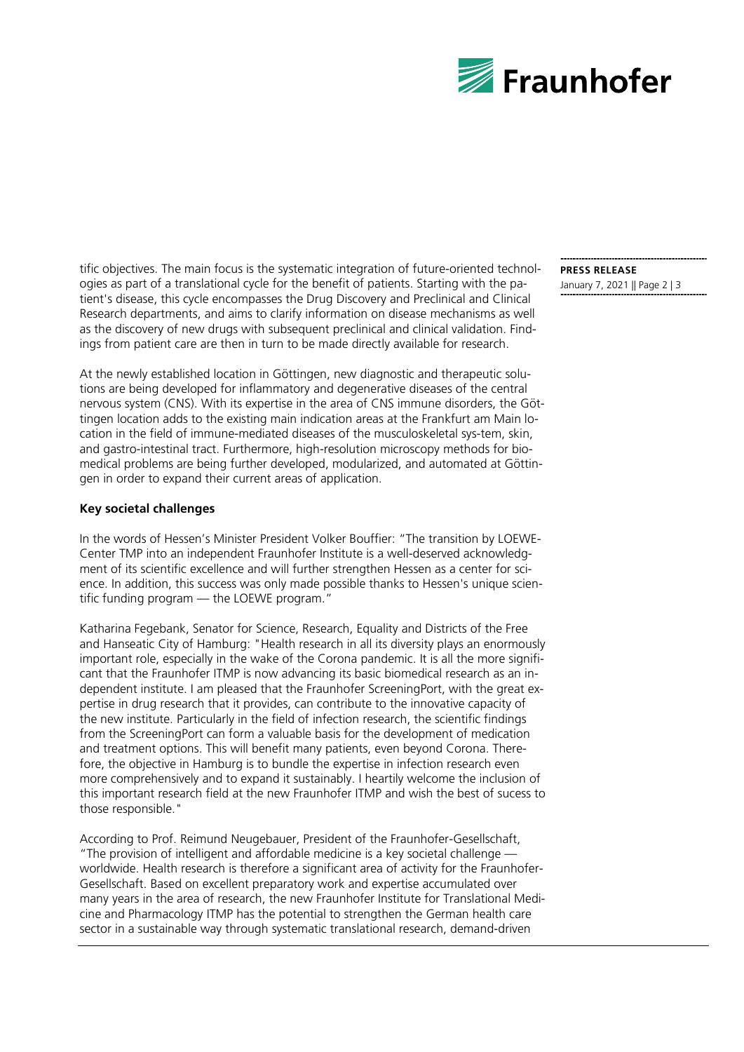tific objectives. The main focus is the systematic integration of future-oriented technologies as part of a translational cycle for the benefit of patients. Starting with the patient's disease, this cycle encompasses the Drug Discovery and Preclinical and Clinical Research departments, and aims to clarify information on disease mechanisms as well as the discovery of new drugs with subsequent preclinical and clinical validation. Findings from patient care are then in turn to be made directly available for research.

At the newly established location in Göttingen, new diagnostic and therapeutic solutions are being developed for inflammatory and degenerative diseases of the central nervous system (CNS). With its expertise in the area of CNS immune disorders, the Göttingen location adds to the existing main indication areas at the Frankfurt am Main location in the field of immune-mediated diseases of the musculoskeletal sys-tem, skin, and gastro-intestinal tract. Furthermore, high-resolution microscopy methods for biomedical problems are being further developed, modularized, and automated at Göttingen in order to expand their current areas of application.

**Key societal challenges**

In the words of Hessen's Minister President Volker Bouffier: "The transition by LOEWE-Center TMP into an independent Fraunhofer Institute is a well-deserved acknowledgment of its scientific excellence and will further strengthen Hessen as a center for science. In addition, this success was only made possible thanks to Hessen's unique scientific funding program — the LOEWE program."

Katharina Fegebank, Senator for Science, Research, Equality and Districts of the Free and Hanseatic City of Hamburg: "Health research in all its diversity plays an enormously important role, especially in the wake of the Corona pandemic. It is all the more significant that the Fraunhofer ITMP is now advancing its basic biomedical research as an independent institute. I am pleased that the Fraunhofer ScreeningPort, with the great expertise in drug research that it provides, can contribute to the innovative capacity of the new institute. Particularly in the field of infection research, the scientific findings from the ScreeningPort can form a valuable basis for the development of medication and treatment options. This will benefit many patients, even beyond Corona. Therefore, the objective in Hamburg is to bundle the expertise in infection research even more comprehensively and to expand it sustainably. I heartily welcome the inclusion of this important research field at the new Fraunhofer ITMP and wish the best of sucess to those responsible."

According to Prof. Reimund Neugebauer, President of the Fraunhofer-Gesellschaft, "The provision of intelligent and affordable medicine is a key societal challenge — worldwide. Health research is therefore a significant area of activity for the Fraunhofer-Gesellschaft. Based on excellent preparatory work and expertise accumulated over many years in the area of research, the new Fraunhofer Institute for Translational Medicine and Pharmacology ITMP has the potential to strengthen the German health care sector in a sustainable way through systematic translational research, demand-driven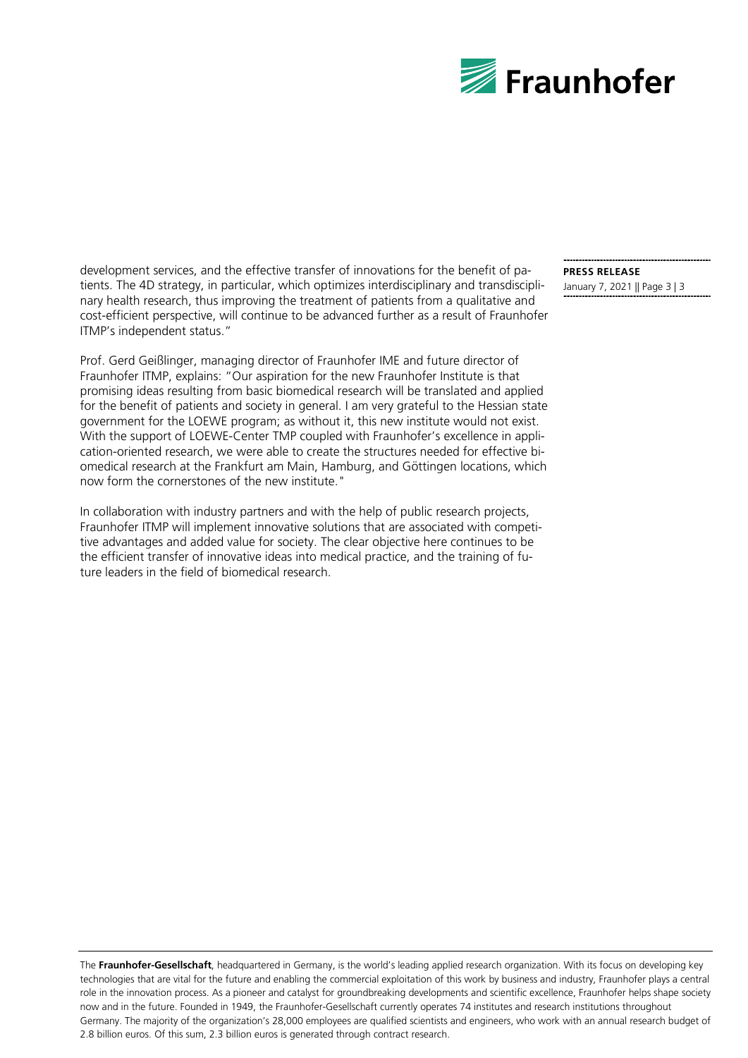development services, and the effective transfer of innovations for the benefit of patients. The 4D strategy, in particular, which optimizes interdisciplinary and transdisciplinary health research, thus improving the treatment of patients from a qualitative and cost-efficient perspective, will continue to be advanced further as a result of Fraunhofer ITMP's independent status."

Prof. Gerd Geißlinger, managing director of Fraunhofer IME and future director of Fraunhofer ITMP, explains: "Our aspiration for the new Fraunhofer Institute is that promising ideas resulting from basic biomedical research will be translated and applied for the benefit of patients and society in general. I am very grateful to the Hessian state government for the LOEWE program; as without it, this new institute would not exist. With the support of LOEWE-Center TMP coupled with Fraunhofer's excellence in application-oriented research, we were able to create the structures needed for effective biomedical research at the Frankfurt am Main, Hamburg, and Göttingen locations, which now form the cornerstones of the new institute."

In collaboration with industry partners and with the help of public research projects, Fraunhofer ITMP will implement innovative solutions that are associated with competitive advantages and added value for society. The clear objective here continues to be the efficient transfer of innovative ideas into medical practice, and the training of future leaders in the field of biomedical research.

The **Fraunhofer-Gesellschaft**, headquartered in Germany, is the world's leading applied research organization. With its focus on developing key technologies that are vital for the future and enabling the commercial exploitation of this work by business and industry, Fraunhofer plays a central role in the innovation process. As a pioneer and catalyst for groundbreaking developments and scientific excellence, Fraunhofer helps shape society now and in the future. Founded in 1949, the Fraunhofer-Gesellschaft currently operates 74 institutes and research institutions throughout Germany. The majority of the organization's 28,000 employees are qualified scientists and engineers, who work with an annual research budget of 2.8 billion euros. Of this sum, 2.3 billion euros is generated through contract research.